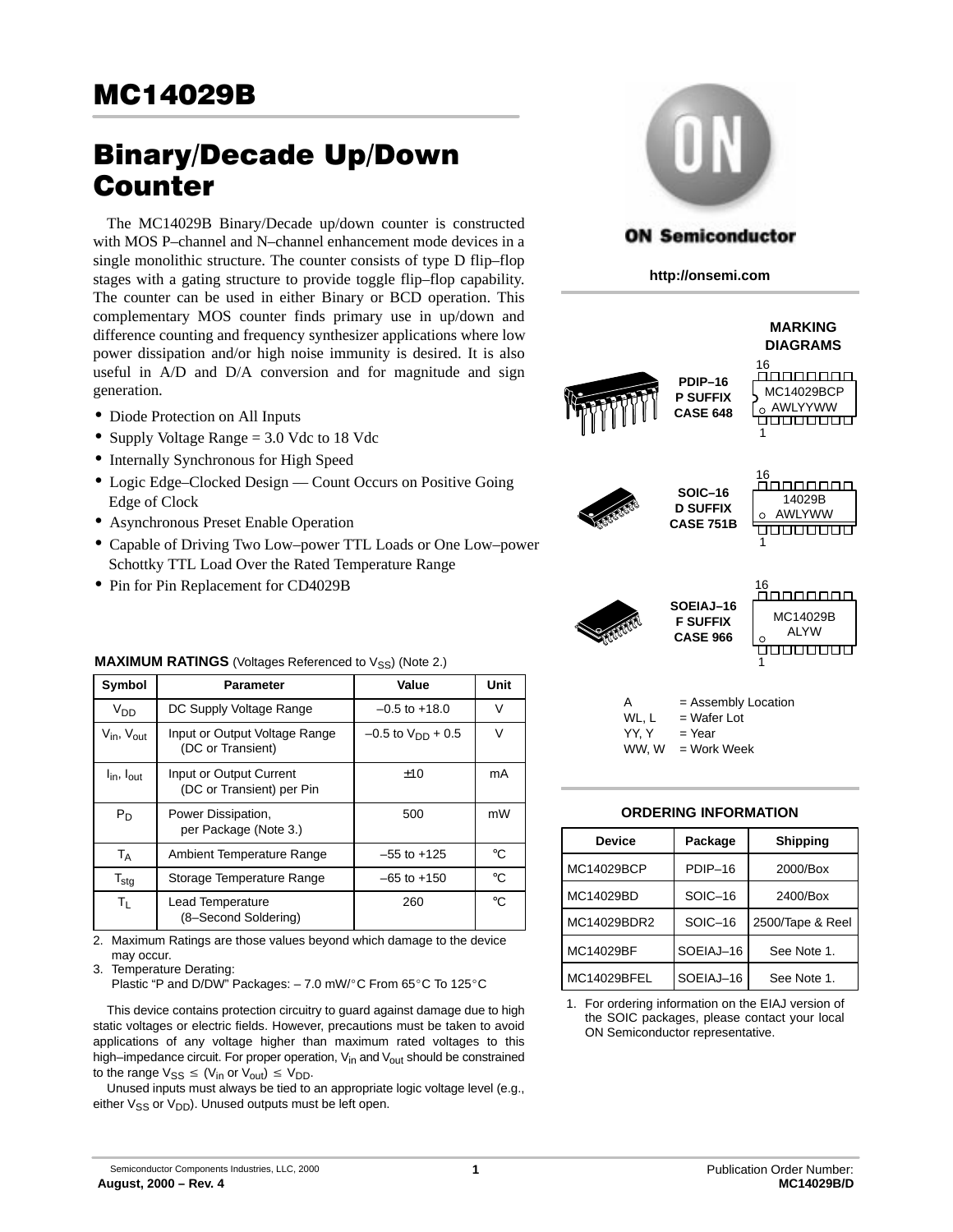# MC14029B

# Binary/Decade Up/Down Counter

The MC14029B Binary/Decade up/down counter is constructed with MOS P–channel and N–channel enhancement mode devices in a single monolithic structure. The counter consists of type D flip–flop stages with a gating structure to provide toggle flip–flop capability. The counter can be used in either Binary or BCD operation. This complementary MOS counter finds primary use in up/down and difference counting and frequency synthesizer applications where low power dissipation and/or high noise immunity is desired. It is also useful in A/D and D/A conversion and for magnitude and sign generation.

- Diode Protection on All Inputs
- Supply Voltage Range = 3.0 Vdc to 18 Vdc
- Internally Synchronous for High Speed
- Logic Edge–Clocked Design — Count Occurs on Positive Going Edge of Clock
- Asynchronous Preset Enable Operation
- Capable of Driving Two Low–power TTL Loads or One Low–power Schottky TTL Load Over the Rated Temperature Range
- Pin for Pin Replacement for CD4029B

**ON Semiconductor**

http://onsemi.com

**MARKING DIAGRAMS**

| Package | Marking |
|---|---|
| PDIP–16 P SUFFIX CASE 648 | MC14029BCP AWLYYWW |
| SOIC–16 D SUFFIX CASE 751B | 14029B AWLYWW |
| SOEIAJ–16 F SUFFIX CASE 966 | MC14029B ALYW |

A = Assembly Location
WL, L = Wafer Lot
YY, Y = Year
WW, W = Work Week

**MAXIMUM RATINGS** (Voltages Referenced to $V_{SS}$) (Note 2.)

| Symbol | Parameter | Value | Unit |
|---|---|---|---|
| $V_{DD}$ | DC Supply Voltage Range | –0.5 to +18.0 | V |
| $V_{in}$, $V_{out}$ | Input or Output Voltage Range (DC or Transient) | –0.5 to $V_{DD}$ + 0.5 | V |
| $I_{in}$, $I_{out}$ | Input or Output Current (DC or Transient) per Pin | ±10 | mA |
| $P_D$ | Power Dissipation, per Package (Note 3.) | 500 | mW |
| $T_A$ | Ambient Temperature Range | –55 to +125 | °C |
| $T_{stg}$ | Storage Temperature Range | –65 to +150 | °C |
| $T_L$ | Lead Temperature (8–Second Soldering) | 260 | °C |

2. Maximum Ratings are those values beyond which damage to the device may occur.
3. Temperature Derating:
   Plastic "P and D/DW" Packages: – 7.0 mW/°C From 65°C To 125°C

This device contains protection circuitry to guard against damage due to high static voltages or electric fields. However, precautions must be taken to avoid applications of any voltage higher than maximum rated voltages to this high–impedance circuit. For proper operation, $V_{in}$ and $V_{out}$ should be constrained to the range $V_{SS} \leq (V_{in} \text{ or } V_{out}) \leq V_{DD}$.

Unused inputs must always be tied to an appropriate logic voltage level (e.g., either $V_{SS}$ or $V_{DD}$). Unused outputs must be left open.

**ORDERING INFORMATION**

| Device | Package | Shipping |
|---|---|---|
| MC14029BCP | PDIP–16 | 2000/Box |
| MC14029BD | SOIC–16 | 2400/Box |
| MC14029BDR2 | SOIC–16 | 2500/Tape & Reel |
| MC14029BF | SOEIAJ–16 | See Note 1. |
| MC14029BFEL | SOEIAJ–16 | See Note 1. |

1. For ordering information on the EIAJ version of the SOIC packages, please contact your local ON Semiconductor representative.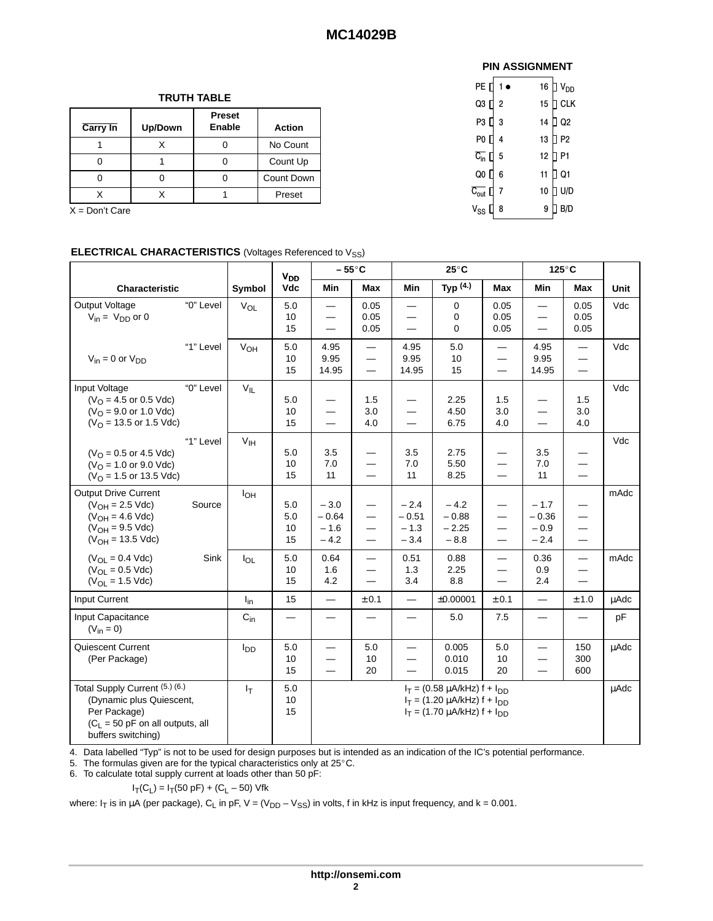## MC14029B

### TRUTH TABLE

| $\overline{\text{Carry In}}$ | Up/Down | Preset Enable | Action |
|---|---|---|---|
| 1 | X | 0 | No Count |
| 0 | 1 | 0 | Count Up |
| 0 | 0 | 0 | Count Down |
| X | X | 1 | Preset |

X = Don't Care

### PIN ASSIGNMENT

| Pin | Name | Pin | Name |
|---|---|---|---|
| 1 | PE | 16 | $V_{DD}$ |
| 2 | Q3 | 15 | CLK |
| 3 | P3 | 14 | Q2 |
| 4 | P0 | 13 | P2 |
| 5 | $\overline{C_{in}}$ | 12 | P1 |
| 6 | Q0 | 11 | Q1 |
| 7 | $\overline{C_{out}}$ | 10 | U/D |
| 8 | $V_{SS}$ | 9 | B/D |

### ELECTRICAL CHARACTERISTICS (Voltages Referenced to $V_{SS}$)

| Characteristic | Symbol | $V_{DD}$ Vdc | – 55°C Min | – 55°C Max | 25°C Min | 25°C Typ (4.) | 25°C Max | 125°C Min | 125°C Max | Unit |
|---|---|---|---|---|---|---|---|---|---|---|
| Output Voltage "0" Level $V_{in}$ = $V_{DD}$ or 0 | $V_{OL}$ | 5.0<br>10<br>15 | —<br>—<br>— | 0.05<br>0.05<br>0.05 | —<br>—<br>— | 0<br>0<br>0 | 0.05<br>0.05<br>0.05 | —<br>—<br>— | 0.05<br>0.05<br>0.05 | Vdc |
| "1" Level $V_{in}$ = 0 or $V_{DD}$ | $V_{OH}$ | 5.0<br>10<br>15 | 4.95<br>9.95<br>14.95 | —<br>—<br>— | 4.95<br>9.95<br>14.95 | 5.0<br>10<br>15 | —<br>—<br>— | 4.95<br>9.95<br>14.95 | —<br>—<br>— | Vdc |
| Input Voltage "0" Level ($V_O$ = 4.5 or 0.5 Vdc) ($V_O$ = 9.0 or 1.0 Vdc) ($V_O$ = 13.5 or 1.5 Vdc) | $V_{IL}$ | 5.0<br>10<br>15 | —<br>—<br>— | 1.5<br>3.0<br>4.0 | —<br>—<br>— | 2.25<br>4.50<br>6.75 | 1.5<br>3.0<br>4.0 | —<br>—<br>— | 1.5<br>3.0<br>4.0 | Vdc |
| "1" Level ($V_O$ = 0.5 or 4.5 Vdc) ($V_O$ = 1.0 or 9.0 Vdc) ($V_O$ = 1.5 or 13.5 Vdc) | $V_{IH}$ | 5.0<br>10<br>15 | 3.5<br>7.0<br>11 | —<br>—<br>— | 3.5<br>7.0<br>11 | 2.75<br>5.50<br>8.25 | —<br>—<br>— | 3.5<br>7.0<br>11 | —<br>—<br>— | Vdc |
| Output Drive Current Source ($V_{OH}$ = 2.5 Vdc) ($V_{OH}$ = 4.6 Vdc) ($V_{OH}$ = 9.5 Vdc) ($V_{OH}$ = 13.5 Vdc) | $I_{OH}$ | 5.0<br>5.0<br>10<br>15 | – 3.0<br>– 0.64<br>– 1.6<br>– 4.2 | —<br>—<br>—<br>— | – 2.4<br>– 0.51<br>– 1.3<br>– 3.4 | – 4.2<br>– 0.88<br>– 2.25<br>– 8.8 | —<br>—<br>—<br>— | – 1.7<br>– 0.36<br>– 0.9<br>– 2.4 | —<br>—<br>—<br>— | mAdc |
| Sink ($V_{OL}$ = 0.4 Vdc) ($V_{OL}$ = 0.5 Vdc) ($V_{OL}$ = 1.5 Vdc) | $I_{OL}$ | 5.0<br>10<br>15 | 0.64<br>1.6<br>4.2 | —<br>—<br>— | 0.51<br>1.3<br>3.4 | 0.88<br>2.25<br>8.8 | —<br>—<br>— | 0.36<br>0.9<br>2.4 | —<br>—<br>— | mAdc |
| Input Current | $I_{in}$ | 15 | — | ± 0.1 | — | ±0.00001 | ± 0.1 | — | ± 1.0 | μAdc |
| Input Capacitance ($V_{in}$ = 0) | $C_{in}$ | — | — | — | — | 5.0 | 7.5 | — | — | pF |
| Quiescent Current (Per Package) | $I_{DD}$ | 5.0<br>10<br>15 | —<br>—<br>— | 5.0<br>10<br>20 | —<br>—<br>— | 0.005<br>0.010<br>0.015 | 5.0<br>10<br>20 | —<br>—<br>— | 150<br>300<br>600 | μAdc |
| Total Supply Current (5.) (6.) (Dynamic plus Quiescent, Per Package) ($C_L$ = 50 pF on all outputs, all buffers switching) | $I_T$ | 5.0<br>10<br>15 | $I_T$ = (0.58 μA/kHz) f + $I_{DD}$<br>$I_T$ = (1.20 μA/kHz) f + $I_{DD}$<br>$I_T$ = (1.70 μA/kHz) f + $I_{DD}$ | | | | | | | μAdc |

4. Data labelled "Typ" is not to be used for design purposes but is intended as an indication of the IC's potential performance.
5. The formulas given are for the typical characteristics only at 25°C.
6. To calculate total supply current at loads other than 50 pF:

$$I_T(C_L) = I_T(50 \text{ pF}) + (C_L - 50) \text{ Vfk}$$

where: $I_T$ is in μA (per package), $C_L$ in pF, V = ($V_{DD}$ – $V_{SS}$) in volts, f in kHz is input frequency, and k = 0.001.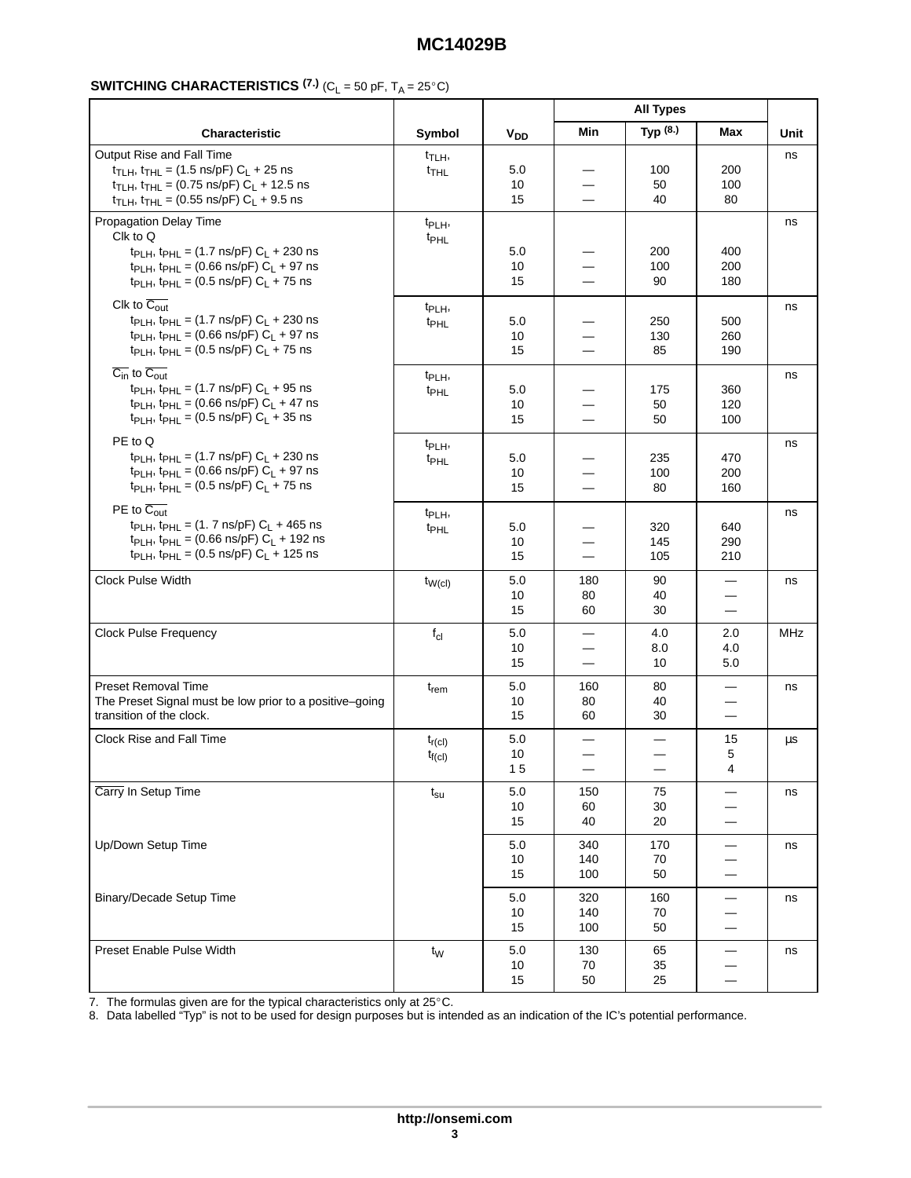## SWITCHING CHARACTERISTICS [7.] ($C_L$ = 50 pF, $T_A$ = 25°C)

| Characteristic | Symbol | $V_{DD}$ | All Types | | | Unit |
|---|---|---|---|---|---|---|
| | | | Min | Typ [8.] | Max | |
| Output Rise and Fall Time<br>$t_{TLH}$, $t_{THL}$ = (1.5 ns/pF) $C_L$ + 25 ns<br>$t_{TLH}$, $t_{THL}$ = (0.75 ns/pF) $C_L$ + 12.5 ns<br>$t_{TLH}$, $t_{THL}$ = (0.55 ns/pF) $C_L$ + 9.5 ns | $t_{TLH}$, $t_{THL}$ | 5.0<br>10<br>15 | —<br>—<br>— | 100<br>50<br>40 | 200<br>100<br>80 | ns |
| Propagation Delay Time<br>Clk to Q<br>$t_{PLH}$, $t_{PHL}$ = (1.7 ns/pF) $C_L$ + 230 ns<br>$t_{PLH}$, $t_{PHL}$ = (0.66 ns/pF) $C_L$ + 97 ns<br>$t_{PLH}$, $t_{PHL}$ = (0.5 ns/pF) $C_L$ + 75 ns | $t_{PLH}$, $t_{PHL}$ | 5.0<br>10<br>15 | —<br>—<br>— | 200<br>100<br>90 | 400<br>200<br>180 | ns |
| Clk to $\overline{C_{out}}$<br>$t_{PLH}$, $t_{PHL}$ = (1.7 ns/pF) $C_L$ + 230 ns<br>$t_{PLH}$, $t_{PHL}$ = (0.66 ns/pF) $C_L$ + 97 ns<br>$t_{PLH}$, $t_{PHL}$ = (0.5 ns/pF) $C_L$ + 75 ns | $t_{PLH}$, $t_{PHL}$ | 5.0<br>10<br>15 | —<br>—<br>— | 250<br>130<br>85 | 500<br>260<br>190 | ns |
| $\overline{C_{in}}$ to $\overline{C_{out}}$<br>$t_{PLH}$, $t_{PHL}$ = (1.7 ns/pF) $C_L$ + 95 ns<br>$t_{PLH}$, $t_{PHL}$ = (0.66 ns/pF) $C_L$ + 47 ns<br>$t_{PLH}$, $t_{PHL}$ = (0.5 ns/pF) $C_L$ + 35 ns | $t_{PLH}$, $t_{PHL}$ | 5.0<br>10<br>15 | —<br>—<br>— | 175<br>50<br>50 | 360<br>120<br>100 | ns |
| PE to Q<br>$t_{PLH}$, $t_{PHL}$ = (1.7 ns/pF) $C_L$ + 230 ns<br>$t_{PLH}$, $t_{PHL}$ = (0.66 ns/pF) $C_L$ + 97 ns<br>$t_{PLH}$, $t_{PHL}$ = (0.5 ns/pF) $C_L$ + 75 ns | $t_{PLH}$, $t_{PHL}$ | 5.0<br>10<br>15 | —<br>—<br>— | 235<br>100<br>80 | 470<br>200<br>160 | ns |
| PE to $\overline{C_{out}}$<br>$t_{PLH}$, $t_{PHL}$ = (1. 7 ns/pF) $C_L$ + 465 ns<br>$t_{PLH}$, $t_{PHL}$ = (0.66 ns/pF) $C_L$ + 192 ns<br>$t_{PLH}$, $t_{PHL}$ = (0.5 ns/pF) $C_L$ + 125 ns | $t_{PLH}$, $t_{PHL}$ | 5.0<br>10<br>15 | —<br>—<br>— | 320<br>145<br>105 | 640<br>290<br>210 | ns |
| Clock Pulse Width | $t_{W(cl)}$ | 5.0<br>10<br>15 | 180<br>80<br>60 | 90<br>40<br>30 | —<br>—<br>— | ns |
| Clock Pulse Frequency | $f_{cl}$ | 5.0<br>10<br>15 | —<br>—<br>— | 4.0<br>8.0<br>10 | 2.0<br>4.0<br>5.0 | MHz |
| Preset Removal Time<br>The Preset Signal must be low prior to a positive–going transition of the clock. | $t_{rem}$ | 5.0<br>10<br>15 | 160<br>80<br>60 | 80<br>40<br>30 | —<br>—<br>— | ns |
| Clock Rise and Fall Time | $t_{r(cl)}$<br>$t_{f(cl)}$ | 5.0<br>10<br>1 5 | —<br>—<br>— | —<br>—<br>— | 15<br>5<br>4 | µs |
| $\overline{\text{Carry}}$ In Setup Time | $t_{su}$ | 5.0<br>10<br>15 | 150<br>60<br>40 | 75<br>30<br>20 | —<br>—<br>— | ns |
| Up/Down Setup Time | | 5.0<br>10<br>15 | 340<br>140<br>100 | 170<br>70<br>50 | —<br>—<br>— | ns |
| Binary/Decade Setup Time | | 5.0<br>10<br>15 | 320<br>140<br>100 | 160<br>70<br>50 | —<br>—<br>— | ns |
| Preset Enable Pulse Width | $t_W$ | 5.0<br>10<br>15 | 130<br>70<br>50 | 65<br>35<br>25 | —<br>—<br>— | ns |

7. The formulas given are for the typical characteristics only at 25°C.
8. Data labelled "Typ" is not to be used for design purposes but is intended as an indication of the IC's potential performance.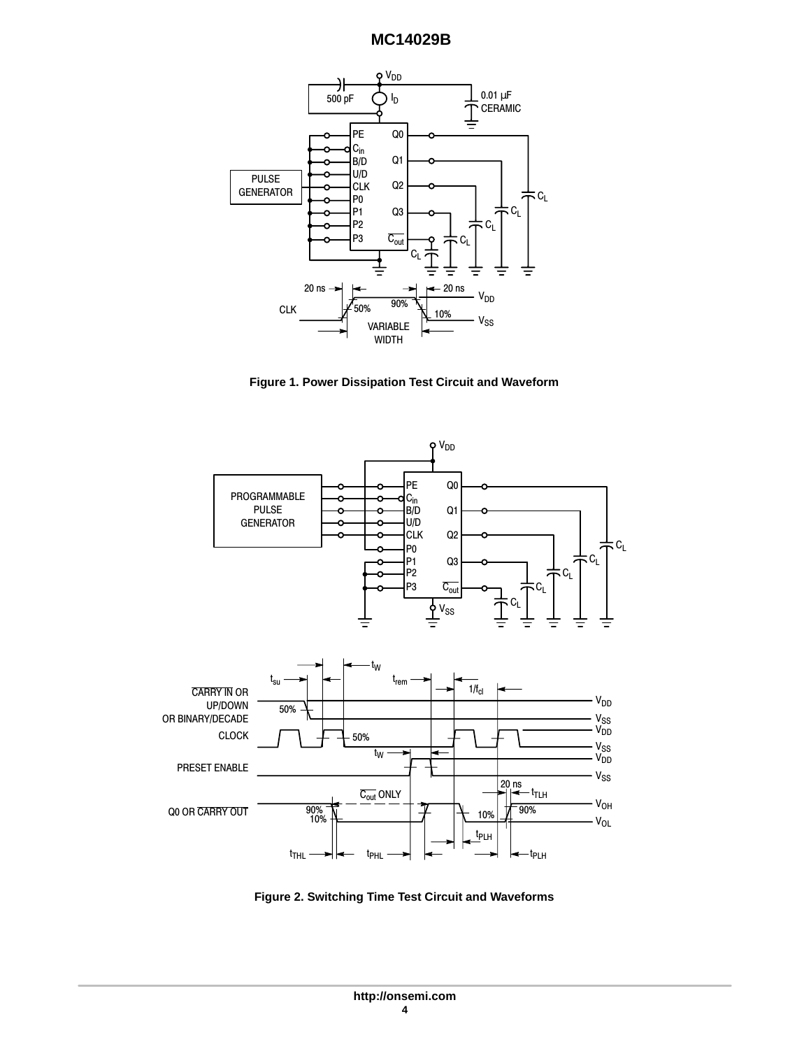Figure 1. Power Dissipation Test Circuit and Waveform

Figure 2. Switching Time Test Circuit and Waveforms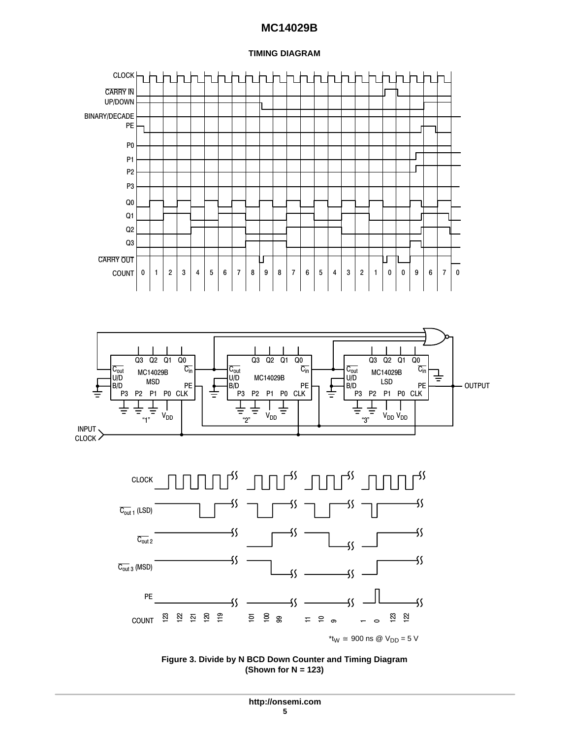## TIMING DIAGRAM

CLOCK
CARRY IN
UP/DOWN
BINARY/DECADE
PE

P0
P1
P2
P3

Q0
Q1
Q2
Q3

CARRY OUT

COUNT 0 1 2 3 4 5 6 7 8 9 8 7 6 5 4 3 2 1 0 0 9 6 7 0

MC14029B MSD "1"
MC14029B "2"
MC14029B LSD "3"

INPUT CLOCK
OUTPUT

CLOCK
$\overline{C_{out}}$ 1 (LSD)
$\overline{C_{out}}$ 2
$\overline{C_{out}}$ 3 (MSD)
PE
COUNT 123 122 121 120 119 101 100 99 11 10 9 1 0 123 122

*$t_W \cong$ 900 ns @ $V_{DD}$ = 5 V

**Figure 3. Divide by N BCD Down Counter and Timing Diagram (Shown for N = 123)**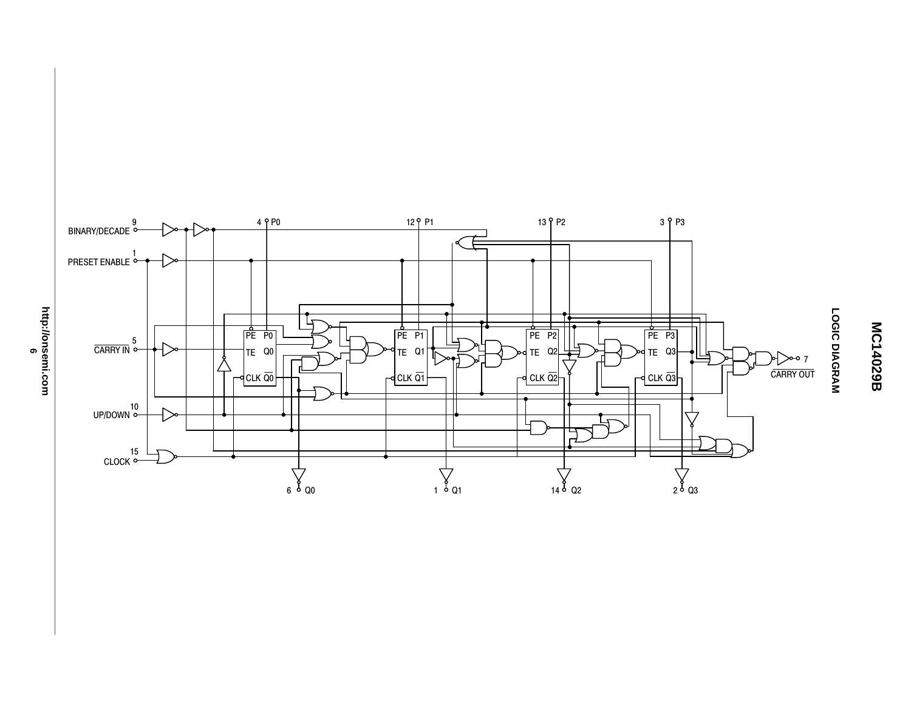# LOGIC DIAGRAM

BINARY/DECADE 9

PRESET ENABLE 1

CARRY IN 5

UP/DOWN 10

CLOCK 15

4 P0

12 P1

13 P2

3 P3

PE P0 TE Q0 CLK Q0

PE P1 TE Q1 CLK Q1

PE P2 TE Q2 CLK Q2

PE P3 TE Q3 CLK Q3

7 CARRY OUT

6 Q0

1 Q1

14 Q2

2 Q3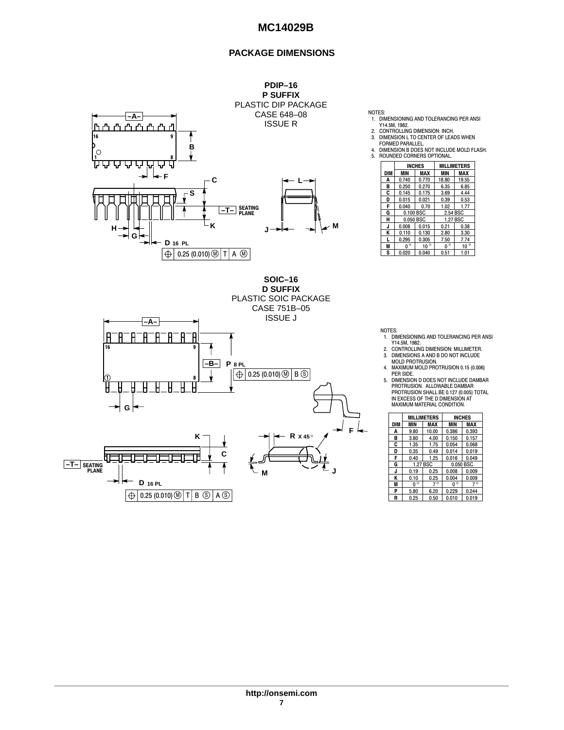## PACKAGE DIMENSIONS

### PDIP–16
**P SUFFIX**
PLASTIC DIP PACKAGE
CASE 648–08
ISSUE R

NOTES:
1. DIMENSIONING AND TOLERANCING PER ANSI Y14.5M, 1982.
2. CONTROLLING DIMENSION: INCH.
3. DIMENSION L TO CENTER OF LEADS WHEN FORMED PARALLEL.
4. DIMENSION B DOES NOT INCLUDE MOLD FLASH.
5. ROUNDED CORNERS OPTIONAL.

| DIM | INCHES MIN | INCHES MAX | MILLIMETERS MIN | MILLIMETERS MAX |
|---|---|---|---|---|
| A | 0.740 | 0.770 | 18.80 | 19.55 |
| B | 0.250 | 0.270 | 6.35 | 6.85 |
| C | 0.145 | 0.175 | 3.69 | 4.44 |
| D | 0.015 | 0.021 | 0.39 | 0.53 |
| F | 0.040 | 0.70 | 1.02 | 1.77 |
| G | 0.100 BSC | | 2.54 BSC | |
| H | 0.050 BSC | | 1.27 BSC | |
| J | 0.008 | 0.015 | 0.21 | 0.38 |
| K | 0.110 | 0.130 | 2.80 | 3.30 |
| L | 0.295 | 0.305 | 7.50 | 7.74 |
| M | 0° | 10° | 0° | 10° |
| S | 0.020 | 0.040 | 0.51 | 1.01 |

### SOIC–16
**D SUFFIX**
PLASTIC SOIC PACKAGE
CASE 751B–05
ISSUE J

NOTES:
1. DIMENSIONING AND TOLERANCING PER ANSI Y14.5M, 1982.
2. CONTROLLING DIMENSION: MILLIMETER.
3. DIMENSIONS A AND B DO NOT INCLUDE MOLD PROTRUSION.
4. MAXIMUM MOLD PROTRUSION 0.15 (0.006) PER SIDE.
5. DIMENSION D DOES NOT INCLUDE DAMBAR PROTRUSION. ALLOWABLE DAMBAR PROTRUSION SHALL BE 0.127 (0.005) TOTAL IN EXCESS OF THE D DIMENSION AT MAXIMUM MATERIAL CONDITION.

| DIM | MILLIMETERS MIN | MILLIMETERS MAX | INCHES MIN | INCHES MAX |
|---|---|---|---|---|
| A | 9.80 | 10.00 | 0.386 | 0.393 |
| B | 3.80 | 4.00 | 0.150 | 0.157 |
| C | 1.35 | 1.75 | 0.054 | 0.068 |
| D | 0.35 | 0.49 | 0.014 | 0.019 |
| F | 0.40 | 1.25 | 0.016 | 0.049 |
| G | 1.27 BSC | | 0.050 BSC | |
| J | 0.19 | 0.25 | 0.008 | 0.009 |
| K | 0.10 | 0.25 | 0.004 | 0.009 |
| M | 0° | 7° | 0° | 7° |
| P | 5.80 | 6.20 | 0.229 | 0.244 |
| R | 0.25 | 0.50 | 0.010 | 0.019 |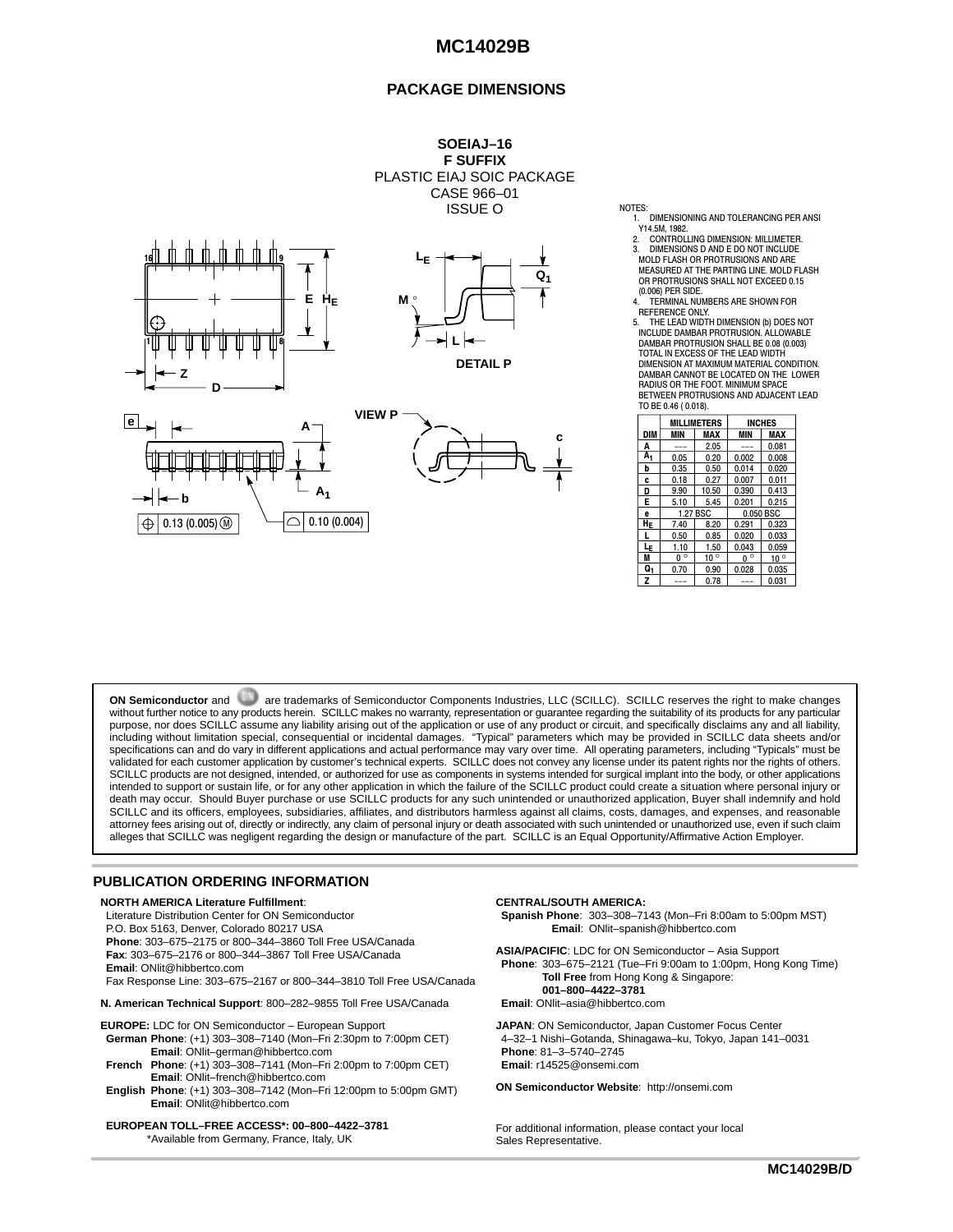## PACKAGE DIMENSIONS

**SOEIAJ–16**
**F SUFFIX**
PLASTIC EIAJ SOIC PACKAGE
CASE 966–01
ISSUE O

NOTES:
1. DIMENSIONING AND TOLERANCING PER ANSI Y14.5M, 1982.
2. CONTROLLING DIMENSION: MILLIMETER.
3. DIMENSIONS D AND E DO NOT INCLUDE MOLD FLASH OR PROTRUSIONS AND ARE MEASURED AT THE PARTING LINE. MOLD FLASH OR PROTRUSIONS SHALL NOT EXCEED 0.15 (0.006) PER SIDE.
4. TERMINAL NUMBERS ARE SHOWN FOR REFERENCE ONLY.
5. THE LEAD WIDTH DIMENSION (b) DOES NOT INCLUDE DAMBAR PROTRUSION. ALLOWABLE DAMBAR PROTRUSION SHALL BE 0.08 (0.003) TOTAL IN EXCESS OF THE LEAD WIDTH DIMENSION AT MAXIMUM MATERIAL CONDITION. DAMBAR CANNOT BE LOCATED ON THE LOWER RADIUS OR THE FOOT. MINIMUM SPACE BETWEEN PROTRUSIONS AND ADJACENT LEAD TO BE 0.46 ( 0.018).

| | MILLIMETERS | | INCHES | |
|---|---|---|---|---|
| DIM | MIN | MAX | MIN | MAX |
| A | --- | 2.05 | --- | 0.081 |
| $A_1$ | 0.05 | 0.20 | 0.002 | 0.008 |
| b | 0.35 | 0.50 | 0.014 | 0.020 |
| c | 0.18 | 0.27 | 0.007 | 0.011 |
| D | 9.90 | 10.50 | 0.390 | 0.413 |
| E | 5.10 | 5.45 | 0.201 | 0.215 |
| e | 1.27 BSC | | 0.050 BSC | |
| $H_E$ | 7.40 | 8.20 | 0.291 | 0.323 |
| L | 0.50 | 0.85 | 0.020 | 0.033 |
| $L_E$ | 1.10 | 1.50 | 0.043 | 0.059 |
| M | 0° | 10° | 0° | 10° |
| $Q_1$ | 0.70 | 0.90 | 0.028 | 0.035 |
| Z | --- | 0.78 | --- | 0.031 |

16
9
1
8
E
$H_E$
Z
D
$L_E$
$Q_1$
M°
L
DETAIL P
VIEW P
e
A
$A_1$
b
c
0.13 (0.005) Ⓜ
0.10 (0.004)

**ON Semiconductor** and  are trademarks of Semiconductor Components Industries, LLC (SCILLC). SCILLC reserves the right to make changes without further notice to any products herein. SCILLC makes no warranty, representation or guarantee regarding the suitability of its products for any particular purpose, nor does SCILLC assume any liability arising out of the application or use of any product or circuit, and specifically disclaims any and all liability, including without limitation special, consequential or incidental damages. "Typical" parameters which may be provided in SCILLC data sheets and/or specifications can and do vary in different applications and actual performance may vary over time. All operating parameters, including "Typicals" must be validated for each customer application by customer's technical experts. SCILLC does not convey any license under its patent rights nor the rights of others. SCILLC products are not designed, intended, or authorized for use as components in systems intended for surgical implant into the body, or other applications intended to support or sustain life, or for any other application in which the failure of the SCILLC product could create a situation where personal injury or death may occur. Should Buyer purchase or use SCILLC products for any such unintended or unauthorized application, Buyer shall indemnify and hold SCILLC and its officers, employees, subsidiaries, affiliates, and distributors harmless against all claims, costs, damages, and expenses, and reasonable attorney fees arising out of, directly or indirectly, any claim of personal injury or death associated with such unintended or unauthorized use, even if such claim alleges that SCILLC was negligent regarding the design or manufacture of the part. SCILLC is an Equal Opportunity/Affirmative Action Employer.

## PUBLICATION ORDERING INFORMATION

**NORTH AMERICA Literature Fulfillment**:
Literature Distribution Center for ON Semiconductor
P.O. Box 5163, Denver, Colorado 80217 USA
**Phone**: 303–675–2175 or 800–344–3860 Toll Free USA/Canada
**Fax**: 303–675–2176 or 800–344–3867 Toll Free USA/Canada
**Email**: ONlit@hibbertco.com
Fax Response Line: 303–675–2167 or 800–344–3810 Toll Free USA/Canada

**N. American Technical Support**: 800–282–9855 Toll Free USA/Canada

**EUROPE:** LDC for ON Semiconductor – European Support
**German Phone**: (+1) 303–308–7140 (Mon–Fri 2:30pm to 7:00pm CET)
**Email**: ONlit–german@hibbertco.com
**French Phone**: (+1) 303–308–7141 (Mon–Fri 2:00pm to 7:00pm CET)
**Email**: ONlit–french@hibbertco.com
**English Phone**: (+1) 303–308–7142 (Mon–Fri 12:00pm to 5:00pm GMT)
**Email**: ONlit@hibbertco.com

**EUROPEAN TOLL–FREE ACCESS*: 00–800–4422–3781**
*Available from Germany, France, Italy, UK

**CENTRAL/SOUTH AMERICA:**
**Spanish Phone**: 303–308–7143 (Mon–Fri 8:00am to 5:00pm MST)
**Email**: ONlit–spanish@hibbertco.com

**ASIA/PACIFIC**: LDC for ON Semiconductor – Asia Support
**Phone**: 303–675–2121 (Tue–Fri 9:00am to 1:00pm, Hong Kong Time)
**Toll Free** from Hong Kong & Singapore:
**001–800–4422–3781**
**Email**: ONlit–asia@hibbertco.com

**JAPAN**: ON Semiconductor, Japan Customer Focus Center
4–32–1 Nishi–Gotanda, Shinagawa–ku, Tokyo, Japan 141–0031
**Phone**: 81–3–5740–2745
**Email**: r14525@onsemi.com

**ON Semiconductor Website**: http://onsemi.com

For additional information, please contact your local Sales Representative.

**MC14029B/D**